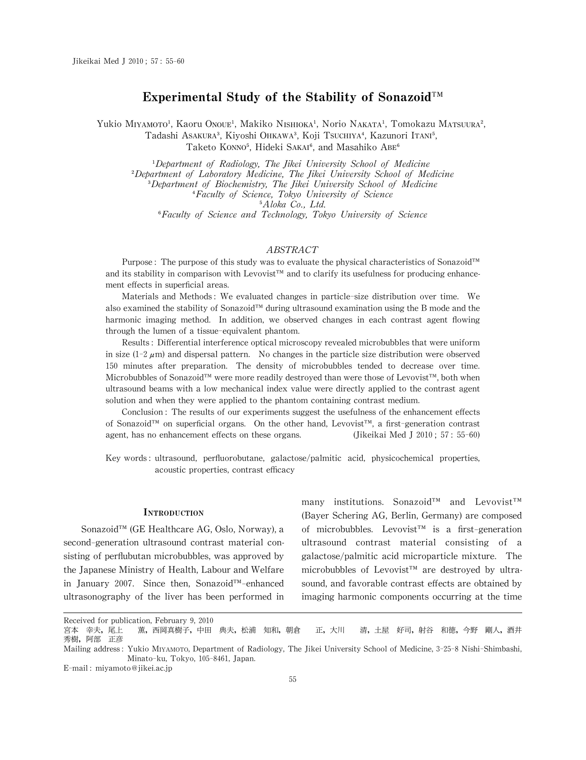# Experimental Study of the Stability of Sonazoid™

Yukio Miyamoto[1], Kaoru Onoue[1], Makiko Nishioka[1], Norio Nakata[1], Tomokazu Matsuura[2], Tadashi Asakura[3], Kiyoshi Ohkawa[3], Koji Tsuchiya[4], Kazunori Itani[5], Taketo Konno[5], Hideki Sakai[6], and Masahiko Abe[6]

[1] *Department of Radiology, The Jikei University School of Medicine*
[2] *Department of Laboratory Medicine, The Jikei University School of Medicine*
[3] *Department of Biochemistry, The Jikei University School of Medicine*
[4] *Faculty of Science, Tokyo University of Science*
[5] *Aloka Co., Ltd.*
[6] *Faculty of Science and Technology, Tokyo University of Science*

## ABSTRACT

Purpose : The purpose of this study was to evaluate the physical characteristics of Sonazoid™ and its stability in comparison with Levovist™ and to clarify its usefulness for producing enhancement effects in superficial areas.

Materials and Methods : We evaluated changes in particle-size distribution over time. We also examined the stability of Sonazoid™ during ultrasound examination using the B mode and the harmonic imaging method. In addition, we observed changes in each contrast agent flowing through the lumen of a tissue-equivalent phantom.

Results : Differential interference optical microscopy revealed microbubbles that were uniform in size (1-2 $\mu$m) and dispersal pattern. No changes in the particle size distribution were observed 150 minutes after preparation. The density of microbubbles tended to decrease over time. Microbubbles of Sonazoid™ were more readily destroyed than were those of Levovist™, both when ultrasound beams with a low mechanical index value were directly applied to the contrast agent solution and when they were applied to the phantom containing contrast medium.

Conclusion : The results of our experiments suggest the usefulness of the enhancement effects of Sonazoid™ on superficial organs. On the other hand, Levovist™, a first-generation contrast agent, has no enhancement effects on these organs. (Jikeikai Med J 2010 ; 57 : 55-60)

Key words : ultrasound, perfluorobutane, galactose/palmitic acid, physicochemical properties, acoustic properties, contrast efficacy

## Introduction

Sonazoid™ (GE Healthcare AG, Oslo, Norway), a second-generation ultrasound contrast material consisting of perflubutan microbubbles, was approved by the Japanese Ministry of Health, Labour and Welfare in January 2007. Since then, Sonazoid™-enhanced ultrasonography of the liver has been performed in many institutions. Sonazoid™ and Levovist™ (Bayer Schering AG, Berlin, Germany) are composed of microbubbles. Levovist™ is a first-generation ultrasound contrast material consisting of a galactose/palmitic acid microparticle mixture. The microbubbles of Levovist™ are destroyed by ultrasound, and favorable contrast effects are obtained by imaging harmonic components occurring at the time

---

Received for publication, February 9, 2010

宮本　幸夫，尾上　　薫，西岡真樹子，中田　典夫，松浦　知和，朝倉　　正，大川　　清，土屋　好司，射谷　和徳，今野　剛人，酒井　秀樹，阿部　正彦

Mailing address : Yukio Miyamoto, Department of Radiology, The Jikei University School of Medicine, 3-25-8 Nishi-Shimbashi, Minato-ku, Tokyo, 105-8461, Japan.

E-mail : miyamoto@jikei.ac.jp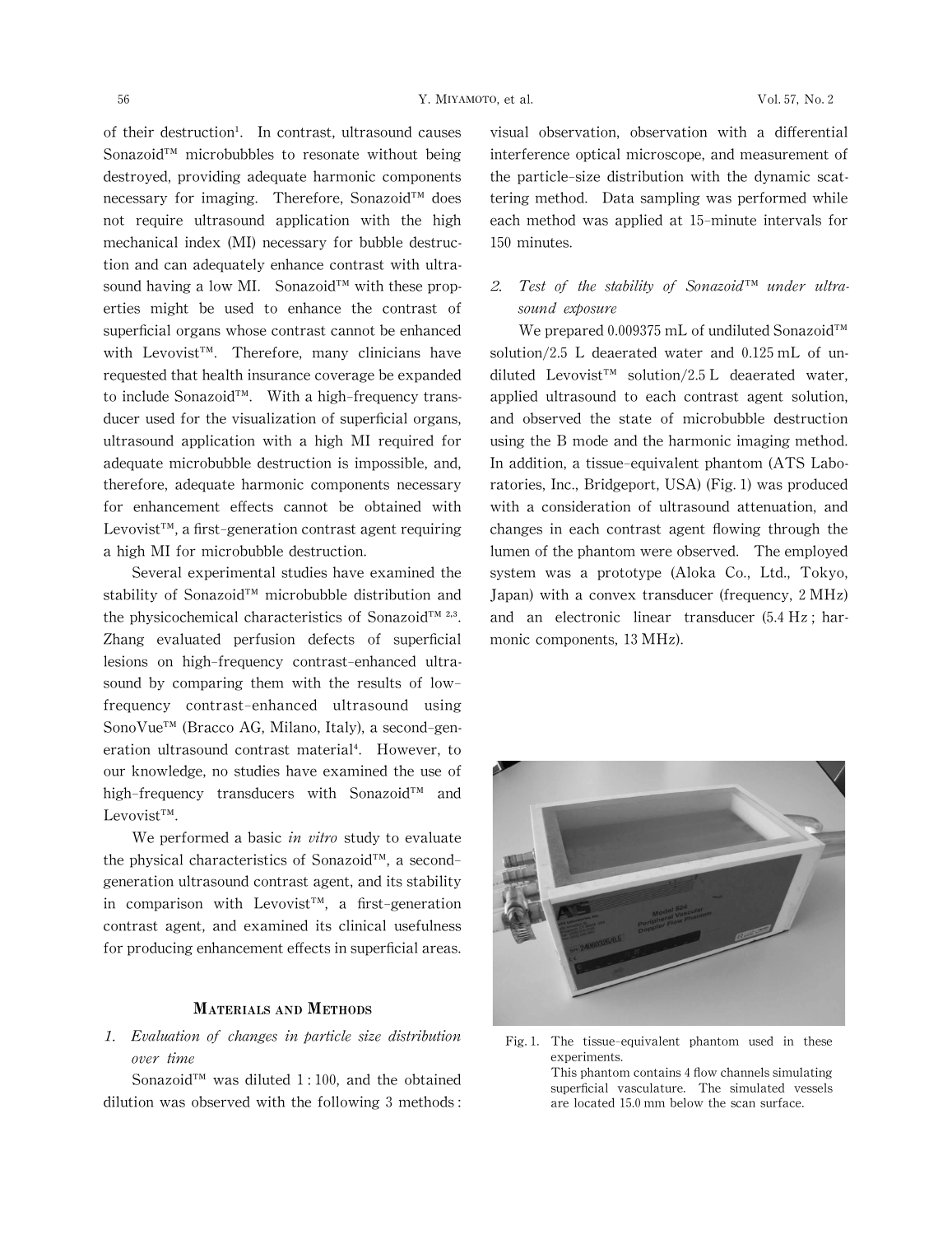of their destruction[1]. In contrast, ultrasound causes Sonazoid™ microbubbles to resonate without being destroyed, providing adequate harmonic components necessary for imaging. Therefore, Sonazoid™ does not require ultrasound application with the high mechanical index (MI) necessary for bubble destruction and can adequately enhance contrast with ultrasound having a low MI. Sonazoid™ with these properties might be used to enhance the contrast of superficial organs whose contrast cannot be enhanced with Levovist™. Therefore, many clinicians have requested that health insurance coverage be expanded to include Sonazoid™. With a high-frequency transducer used for the visualization of superficial organs, ultrasound application with a high MI required for adequate microbubble destruction is impossible, and, therefore, adequate harmonic components necessary for enhancement effects cannot be obtained with Levovist™, a first-generation contrast agent requiring a high MI for microbubble destruction.

Several experimental studies have examined the stability of Sonazoid™ microbubble distribution and the physicochemical characteristics of Sonazoid™ [2,3]. Zhang evaluated perfusion defects of superficial lesions on high-frequency contrast-enhanced ultrasound by comparing them with the results of low-frequency contrast-enhanced ultrasound using SonoVue™ (Bracco AG, Milano, Italy), a second-generation ultrasound contrast material[4]. However, to our knowledge, no studies have examined the use of high-frequency transducers with Sonazoid™ and Levovist™.

We performed a basic *in vitro* study to evaluate the physical characteristics of Sonazoid™, a second-generation ultrasound contrast agent, and its stability in comparison with Levovist™, a first-generation contrast agent, and examined its clinical usefulness for producing enhancement effects in superficial areas.

## Materials and Methods

### 1. *Evaluation of changes in particle size distribution over time*

Sonazoid™ was diluted 1 : 100, and the obtained dilution was observed with the following 3 methods : visual observation, observation with a differential interference optical microscope, and measurement of the particle-size distribution with the dynamic scattering method. Data sampling was performed while each method was applied at 15-minute intervals for 150 minutes.

### 2. *Test of the stability of Sonazoid™ under ultrasound exposure*

We prepared 0.009375 mL of undiluted Sonazoid™ solution/2.5 L deaerated water and 0.125 mL of undiluted Levovist™ solution/2.5 L deaerated water, applied ultrasound to each contrast agent solution, and observed the state of microbubble destruction using the B mode and the harmonic imaging method. In addition, a tissue-equivalent phantom (ATS Laboratories, Inc., Bridgeport, USA) (Fig. 1) was produced with a consideration of ultrasound attenuation, and changes in each contrast agent flowing through the lumen of the phantom were observed. The employed system was a prototype (Aloka Co., Ltd., Tokyo, Japan) with a convex transducer (frequency, 2 MHz) and an electronic linear transducer (5.4 Hz ; harmonic components, 13 MHz).

Fig. 1. The tissue-equivalent phantom used in these experiments.
This phantom contains 4 flow channels simulating superficial vasculature. The simulated vessels are located 15.0 mm below the scan surface.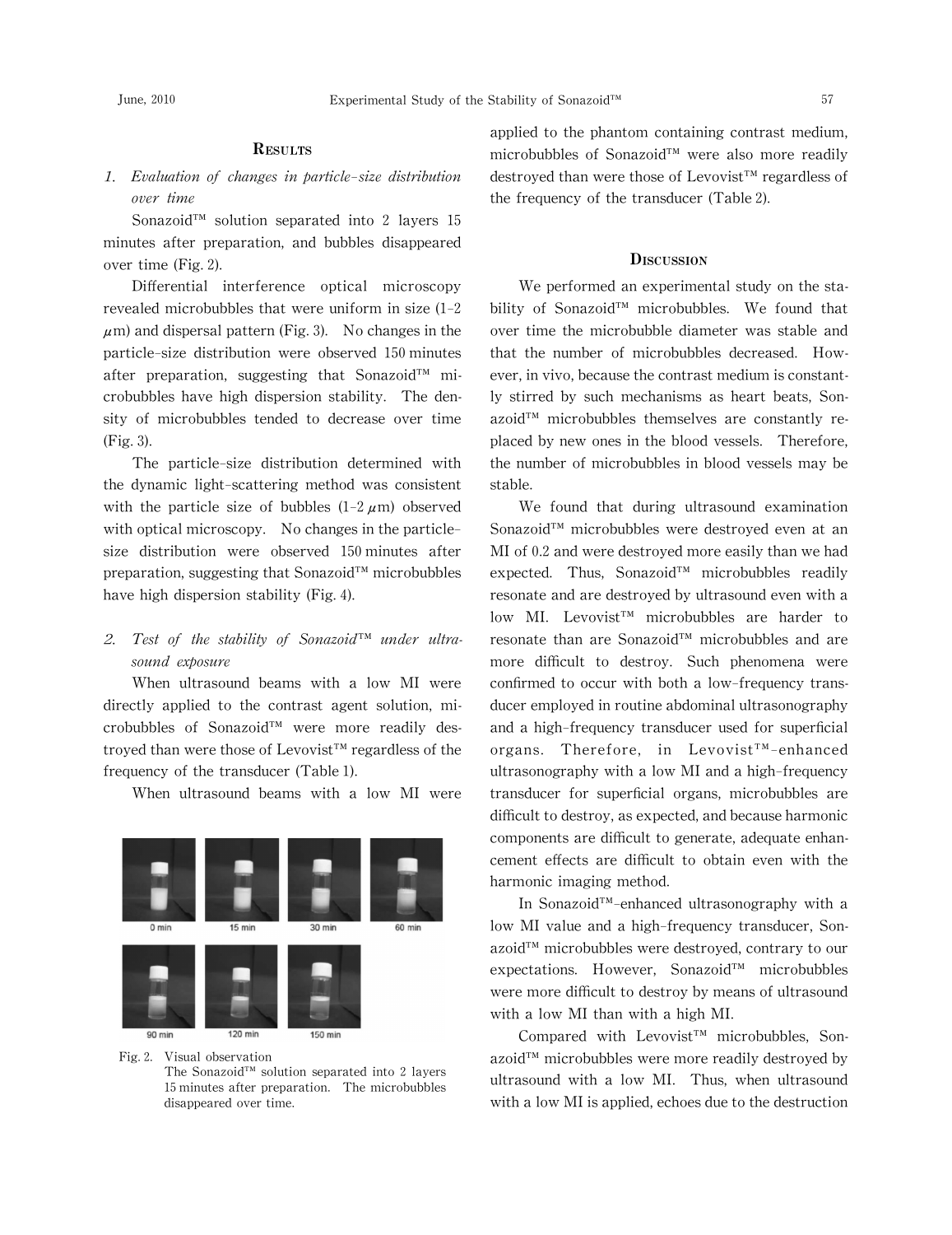## Results

### 1. *Evaluation of changes in particle-size distribution over time*

Sonazoid™ solution separated into 2 layers 15 minutes after preparation, and bubbles disappeared over time (Fig. 2).

Differential interference optical microscopy revealed microbubbles that were uniform in size (1–2 $\mu$m) and dispersal pattern (Fig. 3). No changes in the particle-size distribution were observed 150 minutes after preparation, suggesting that Sonazoid™ microbubbles have high dispersion stability. The density of microbubbles tended to decrease over time (Fig. 3).

The particle-size distribution determined with the dynamic light-scattering method was consistent with the particle size of bubbles (1–2 $\mu$m) observed with optical microscopy. No changes in the particle-size distribution were observed 150 minutes after preparation, suggesting that Sonazoid™ microbubbles have high dispersion stability (Fig. 4).

### 2. *Test of the stability of Sonazoid™ under ultrasound exposure*

When ultrasound beams with a low MI were directly applied to the contrast agent solution, microbubbles of Sonazoid™ were more readily destroyed than were those of Levovist™ regardless of the frequency of the transducer (Table 1).

When ultrasound beams with a low MI were applied to the phantom containing contrast medium, microbubbles of Sonazoid™ were also more readily destroyed than were those of Levovist™ regardless of the frequency of the transducer (Table 2).

Fig. 2. Visual observation
The Sonazoid™ solution separated into 2 layers 15 minutes after preparation. The microbubbles disappeared over time.

## Discussion

We performed an experimental study on the stability of Sonazoid™ microbubbles. We found that over time the microbubble diameter was stable and that the number of microbubbles decreased. However, in vivo, because the contrast medium is constantly stirred by such mechanisms as heart beats, Sonazoid™ microbubbles themselves are constantly replaced by new ones in the blood vessels. Therefore, the number of microbubbles in blood vessels may be stable.

We found that during ultrasound examination Sonazoid™ microbubbles were destroyed even at an MI of 0.2 and were destroyed more easily than we had expected. Thus, Sonazoid™ microbubbles readily resonate and are destroyed by ultrasound even with a low MI. Levovist™ microbubbles are harder to resonate than are Sonazoid™ microbubbles and are more difficult to destroy. Such phenomena were confirmed to occur with both a low-frequency transducer employed in routine abdominal ultrasonography and a high-frequency transducer used for superficial organs. Therefore, in Levovist™-enhanced ultrasonography with a low MI and a high-frequency transducer for superficial organs, microbubbles are difficult to destroy, as expected, and because harmonic components are difficult to generate, adequate enhancement effects are difficult to obtain even with the harmonic imaging method.

In Sonazoid™-enhanced ultrasonography with a low MI value and a high-frequency transducer, Sonazoid™ microbubbles were destroyed, contrary to our expectations. However, Sonazoid™ microbubbles were more difficult to destroy by means of ultrasound with a low MI than with a high MI.

Compared with Levovist™ microbubbles, Sonazoid™ microbubbles were more readily destroyed by ultrasound with a low MI. Thus, when ultrasound with a low MI is applied, echoes due to the destruction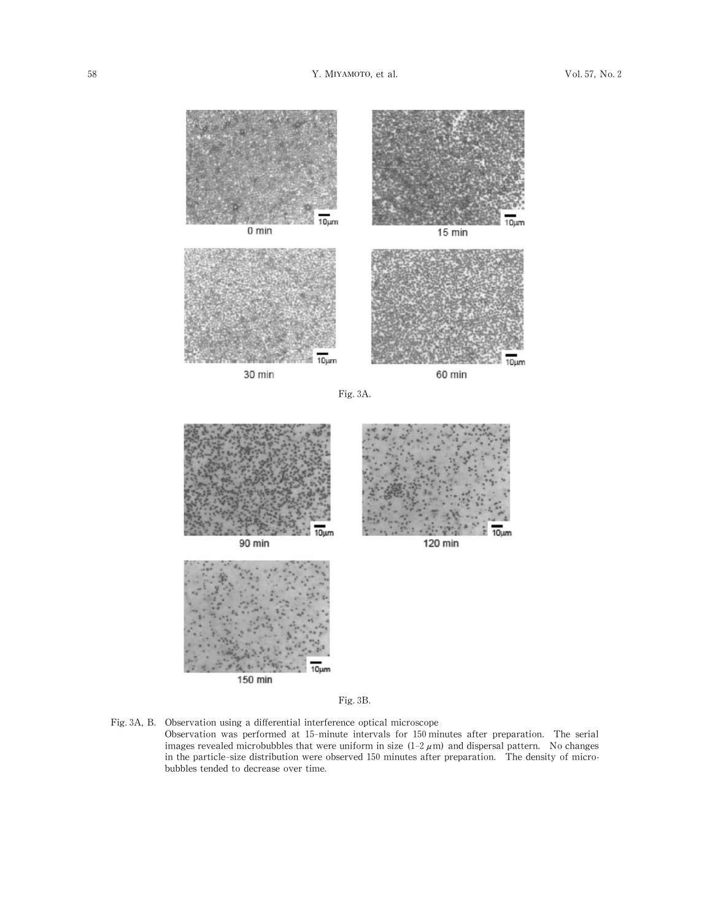Fig. 3A.

Fig. 3B.

Fig. 3A, B. Observation using a differential interference optical microscope
Observation was performed at 15-minute intervals for 150 minutes after preparation. The serial images revealed microbubbles that were uniform in size (1–2 $\mu$m) and dispersal pattern. No changes in the particle-size distribution were observed 150 minutes after preparation. The density of microbubbles tended to decrease over time.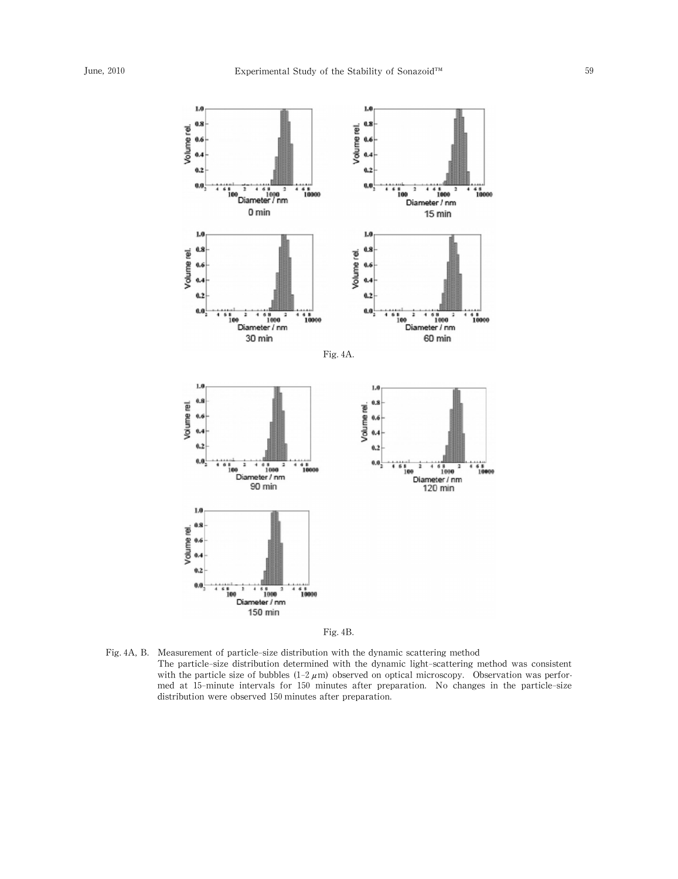Fig. 4A.

Fig. 4B.

Fig. 4A, B. Measurement of particle-size distribution with the dynamic scattering method
The particle-size distribution determined with the dynamic light-scattering method was consistent with the particle size of bubbles (1-2 μm) observed on optical microscopy. Observation was performed at 15-minute intervals for 150 minutes after preparation. No changes in the particle-size distribution were observed 150 minutes after preparation.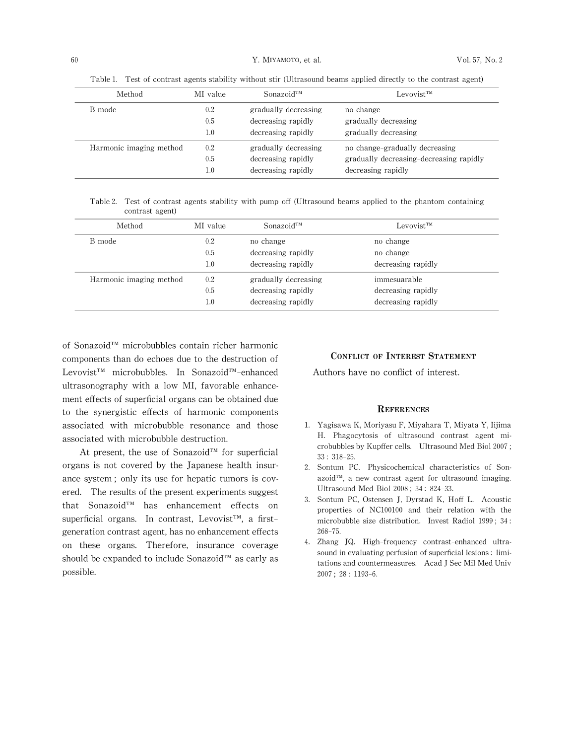Table 1. Test of contrast agents stability without stir (Ultrasound beams applied directly to the contrast agent)

| Method | MI value | Sonazoid™ | Levovist™ |
|---|---|---|---|
| B mode | 0.2 | gradually decreasing | no change |
| | 0.5 | decreasing rapidly | gradually decreasing |
| | 1.0 | decreasing rapidly | gradually decreasing |
| Harmonic imaging method | 0.2 | gradually decreasing | no change–gradually decreasing |
| | 0.5 | decreasing rapidly | gradually decreasing–decreasing rapidly |
| | 1.0 | decreasing rapidly | decreasing rapidly |

Table 2. Test of contrast agents stability with pump off (Ultrasound beams applied to the phantom containing contrast agent)

| Method | MI value | Sonazoid™ | Levovist™ |
|---|---|---|---|
| B mode | 0.2 | no change | no change |
| | 0.5 | decreasing rapidly | no change |
| | 1.0 | decreasing rapidly | decreasing rapidly |
| Harmonic imaging method | 0.2 | gradually decreasing | immesuarable |
| | 0.5 | decreasing rapidly | decreasing rapidly |
| | 1.0 | decreasing rapidly | decreasing rapidly |

of Sonazoid™ microbubbles contain richer harmonic components than do echoes due to the destruction of Levovist™ microbubbles. In Sonazoid™-enhanced ultrasonography with a low MI, favorable enhancement effects of superficial organs can be obtained due to the synergistic effects of harmonic components associated with microbubble resonance and those associated with microbubble destruction.

At present, the use of Sonazoid™ for superficial organs is not covered by the Japanese health insurance system; only its use for hepatic tumors is covered. The results of the present experiments suggest that Sonazoid™ has enhancement effects on superficial organs. In contrast, Levovist™, a first-generation contrast agent, has no enhancement effects on these organs. Therefore, insurance coverage should be expanded to include Sonazoid™ as early as possible.

## Conflict of Interest Statement

Authors have no conflict of interest.

## References

1. Yagisawa K, Moriyasu F, Miyahara T, Miyata Y, Iijima H. Phagocytosis of ultrasound contrast agent microbubbles by Kupffer cells. Ultrasound Med Biol 2007; 33: 318–25.
2. Sontum PC. Physicochemical characteristics of Sonazoid™, a new contrast agent for ultrasound imaging. Ultrasound Med Biol 2008; 34: 824–33.
3. Sontum PC, Ostensen J, Dyrstad K, Hoff L. Acoustic properties of NC100100 and their relation with the microbubble size distribution. Invest Radiol 1999; 34: 268–75.
4. Zhang JQ. High-frequency contrast-enhanced ultrasound in evaluating perfusion of superficial lesions: limitations and countermeasures. Acad J Sec Mil Med Univ 2007; 28: 1193–6.